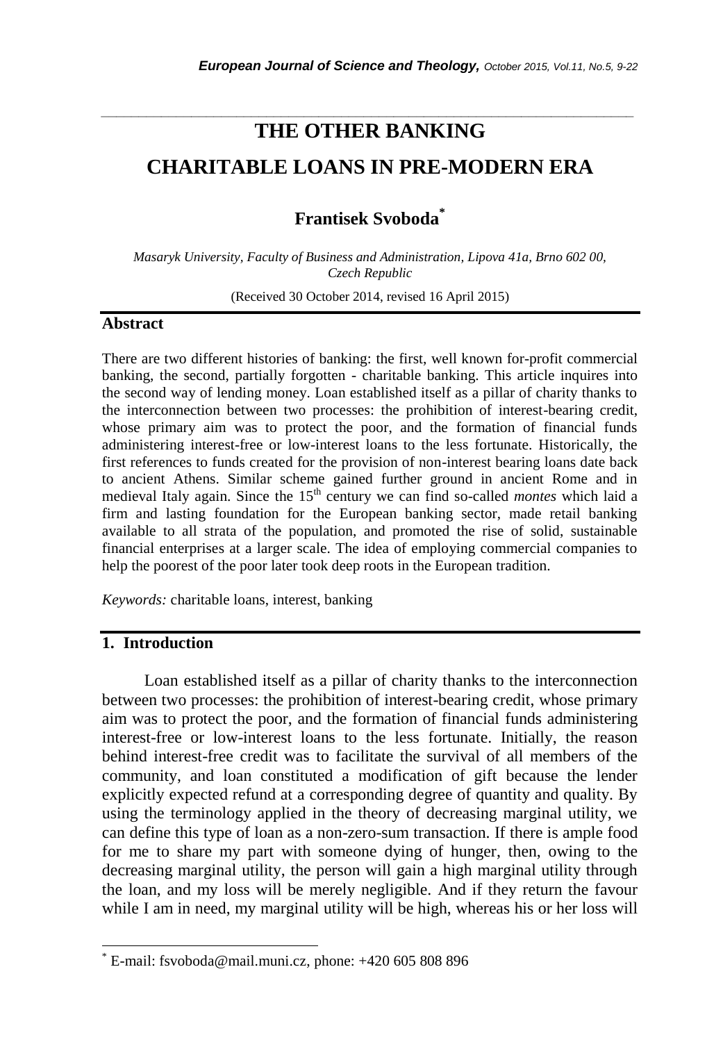# THE OTHER BANKING

# CHARITABLE LOANS IN PRE-MODERN ERA

**Frantisek Svoboda***

*Masaryk University, Faculty of Business and Administration, Lipova 41a, Brno 602 00, Czech Republic*

(Received 30 October 2014, revised 16 April 2015)

## Abstract

There are two different histories of banking: the first, well known for-profit commercial banking, the second, partially forgotten - charitable banking. This article inquires into the second way of lending money. Loan established itself as a pillar of charity thanks to the interconnection between two processes: the prohibition of interest-bearing credit, whose primary aim was to protect the poor, and the formation of financial funds administering interest-free or low-interest loans to the less fortunate. Historically, the first references to funds created for the provision of non-interest bearing loans date back to ancient Athens. Similar scheme gained further ground in ancient Rome and in medieval Italy again. Since the 15th century we can find so-called *montes* which laid a firm and lasting foundation for the European banking sector, made retail banking available to all strata of the population, and promoted the rise of solid, sustainable financial enterprises at a larger scale. The idea of employing commercial companies to help the poorest of the poor later took deep roots in the European tradition.

*Keywords:* charitable loans, interest, banking

## 1. Introduction

Loan established itself as a pillar of charity thanks to the interconnection between two processes: the prohibition of interest-bearing credit, whose primary aim was to protect the poor, and the formation of financial funds administering interest-free or low-interest loans to the less fortunate. Initially, the reason behind interest-free credit was to facilitate the survival of all members of the community, and loan constituted a modification of gift because the lender explicitly expected refund at a corresponding degree of quantity and quality. By using the terminology applied in the theory of decreasing marginal utility, we can define this type of loan as a non-zero-sum transaction. If there is ample food for me to share my part with someone dying of hunger, then, owing to the decreasing marginal utility, the person will gain a high marginal utility through the loan, and my loss will be merely negligible. And if they return the favour while I am in need, my marginal utility will be high, whereas his or her loss will

* E-mail: fsvoboda@mail.muni.cz, phone: +420 605 808 896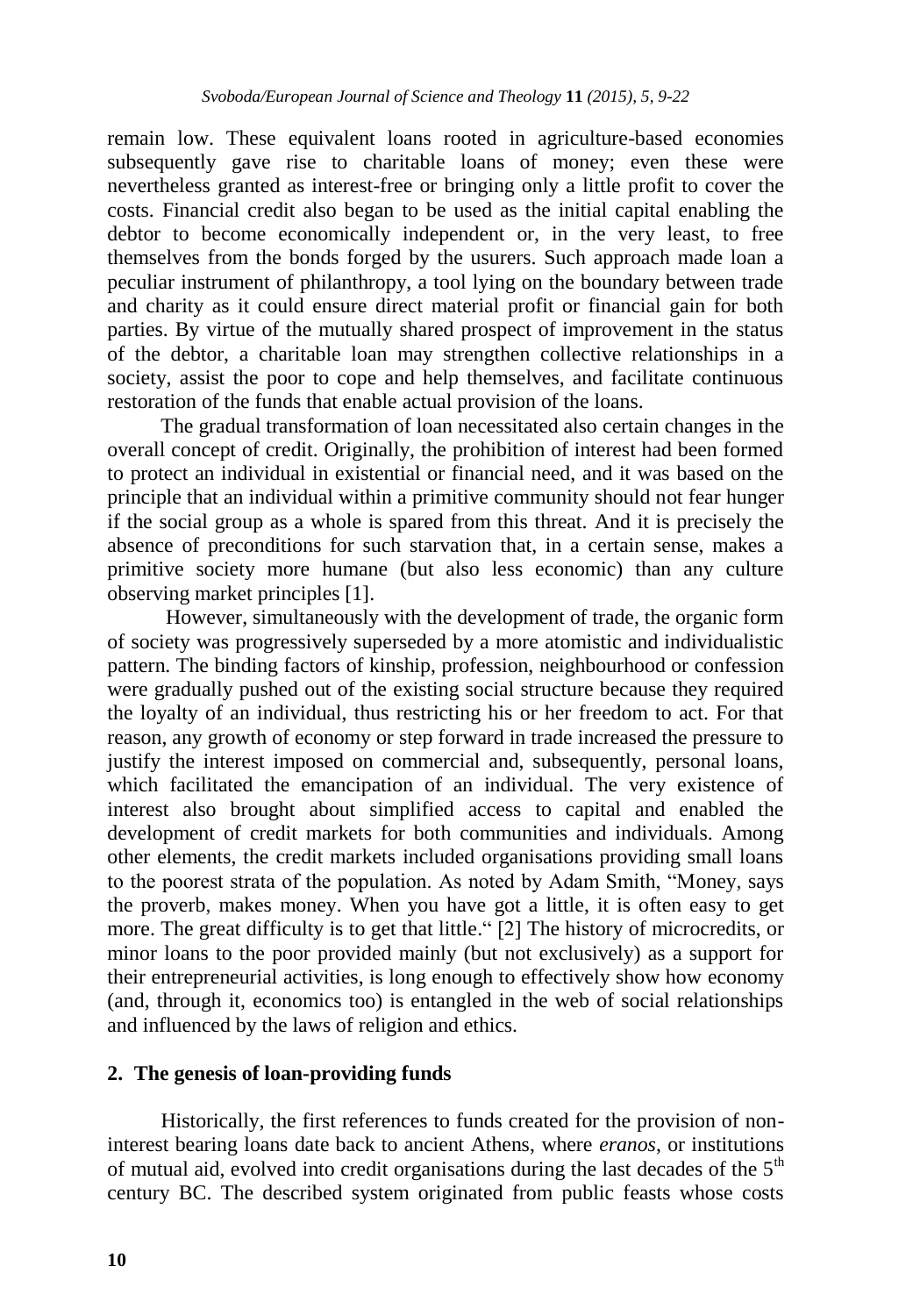remain low. These equivalent loans rooted in agriculture-based economies subsequently gave rise to charitable loans of money; even these were nevertheless granted as interest-free or bringing only a little profit to cover the costs. Financial credit also began to be used as the initial capital enabling the debtor to become economically independent or, in the very least, to free themselves from the bonds forged by the usurers. Such approach made loan a peculiar instrument of philanthropy, a tool lying on the boundary between trade and charity as it could ensure direct material profit or financial gain for both parties. By virtue of the mutually shared prospect of improvement in the status of the debtor, a charitable loan may strengthen collective relationships in a society, assist the poor to cope and help themselves, and facilitate continuous restoration of the funds that enable actual provision of the loans.

The gradual transformation of loan necessitated also certain changes in the overall concept of credit. Originally, the prohibition of interest had been formed to protect an individual in existential or financial need, and it was based on the principle that an individual within a primitive community should not fear hunger if the social group as a whole is spared from this threat. And it is precisely the absence of preconditions for such starvation that, in a certain sense, makes a primitive society more humane (but also less economic) than any culture observing market principles [1].

However, simultaneously with the development of trade, the organic form of society was progressively superseded by a more atomistic and individualistic pattern. The binding factors of kinship, profession, neighbourhood or confession were gradually pushed out of the existing social structure because they required the loyalty of an individual, thus restricting his or her freedom to act. For that reason, any growth of economy or step forward in trade increased the pressure to justify the interest imposed on commercial and, subsequently, personal loans, which facilitated the emancipation of an individual. The very existence of interest also brought about simplified access to capital and enabled the development of credit markets for both communities and individuals. Among other elements, the credit markets included organisations providing small loans to the poorest strata of the population. As noted by Adam Smith, "Money, says the proverb, makes money. When you have got a little, it is often easy to get more. The great difficulty is to get that little." [2] The history of microcredits, or minor loans to the poor provided mainly (but not exclusively) as a support for their entrepreneurial activities, is long enough to effectively show how economy (and, through it, economics too) is entangled in the web of social relationships and influenced by the laws of religion and ethics.

## 2. The genesis of loan-providing funds

Historically, the first references to funds created for the provision of non-interest bearing loans date back to ancient Athens, where *eranos*, or institutions of mutual aid, evolved into credit organisations during the last decades of the 5th century BC. The described system originated from public feasts whose costs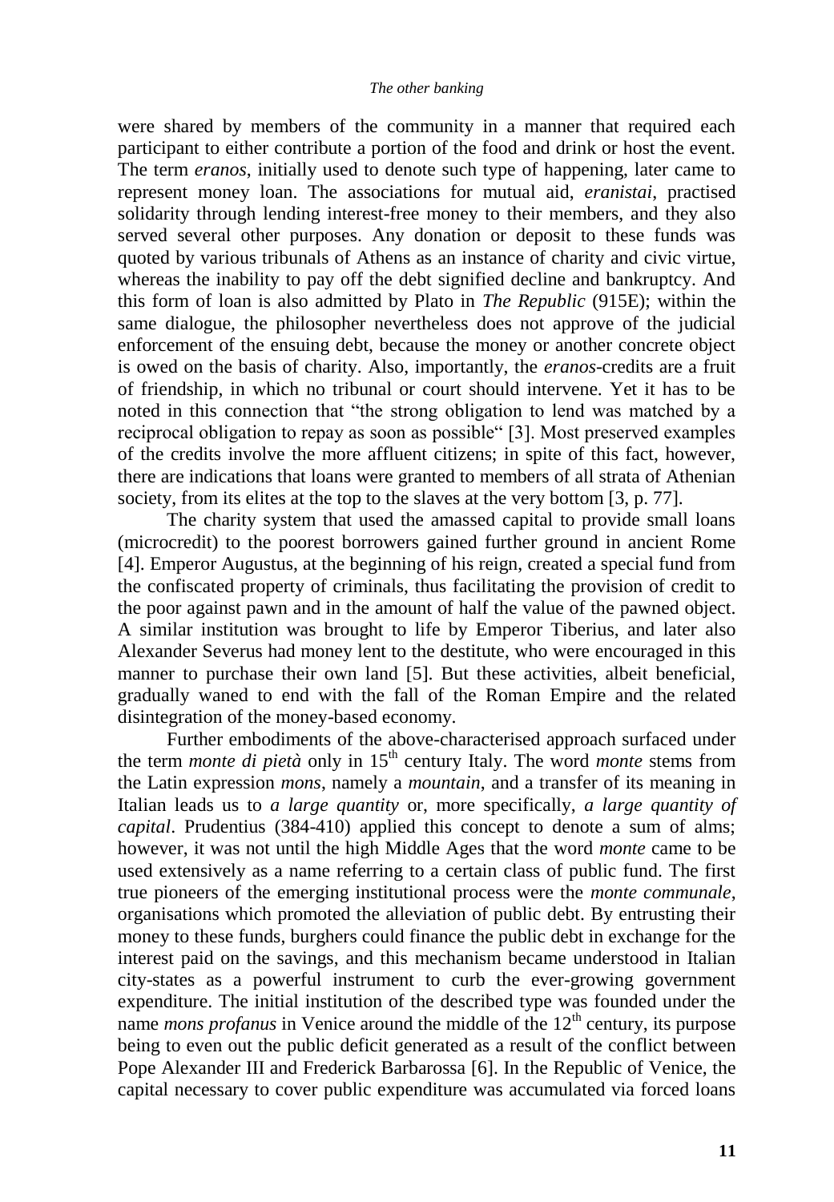were shared by members of the community in a manner that required each participant to either contribute a portion of the food and drink or host the event. The term *eranos*, initially used to denote such type of happening, later came to represent money loan. The associations for mutual aid, *eranistai*, practised solidarity through lending interest-free money to their members, and they also served several other purposes. Any donation or deposit to these funds was quoted by various tribunals of Athens as an instance of charity and civic virtue, whereas the inability to pay off the debt signified decline and bankruptcy. And this form of loan is also admitted by Plato in *The Republic* (915E); within the same dialogue, the philosopher nevertheless does not approve of the judicial enforcement of the ensuing debt, because the money or another concrete object is owed on the basis of charity. Also, importantly, the *eranos*-credits are a fruit of friendship, in which no tribunal or court should intervene. Yet it has to be noted in this connection that "the strong obligation to lend was matched by a reciprocal obligation to repay as soon as possible" [3]. Most preserved examples of the credits involve the more affluent citizens; in spite of this fact, however, there are indications that loans were granted to members of all strata of Athenian society, from its elites at the top to the slaves at the very bottom [3, p. 77].

The charity system that used the amassed capital to provide small loans (microcredit) to the poorest borrowers gained further ground in ancient Rome [4]. Emperor Augustus, at the beginning of his reign, created a special fund from the confiscated property of criminals, thus facilitating the provision of credit to the poor against pawn and in the amount of half the value of the pawned object. A similar institution was brought to life by Emperor Tiberius, and later also Alexander Severus had money lent to the destitute, who were encouraged in this manner to purchase their own land [5]. But these activities, albeit beneficial, gradually waned to end with the fall of the Roman Empire and the related disintegration of the money-based economy.

Further embodiments of the above-characterised approach surfaced under the term *monte di pietà* only in 15th century Italy. The word *monte* stems from the Latin expression *mons*, namely a *mountain*, and a transfer of its meaning in Italian leads us to *a large quantity* or, more specifically, *a large quantity of capital*. Prudentius (384-410) applied this concept to denote a sum of alms; however, it was not until the high Middle Ages that the word *monte* came to be used extensively as a name referring to a certain class of public fund. The first true pioneers of the emerging institutional process were the *monte communale*, organisations which promoted the alleviation of public debt. By entrusting their money to these funds, burghers could finance the public debt in exchange for the interest paid on the savings, and this mechanism became understood in Italian city-states as a powerful instrument to curb the ever-growing government expenditure. The initial institution of the described type was founded under the name *mons profanus* in Venice around the middle of the 12th century, its purpose being to even out the public deficit generated as a result of the conflict between Pope Alexander III and Frederick Barbarossa [6]. In the Republic of Venice, the capital necessary to cover public expenditure was accumulated via forced loans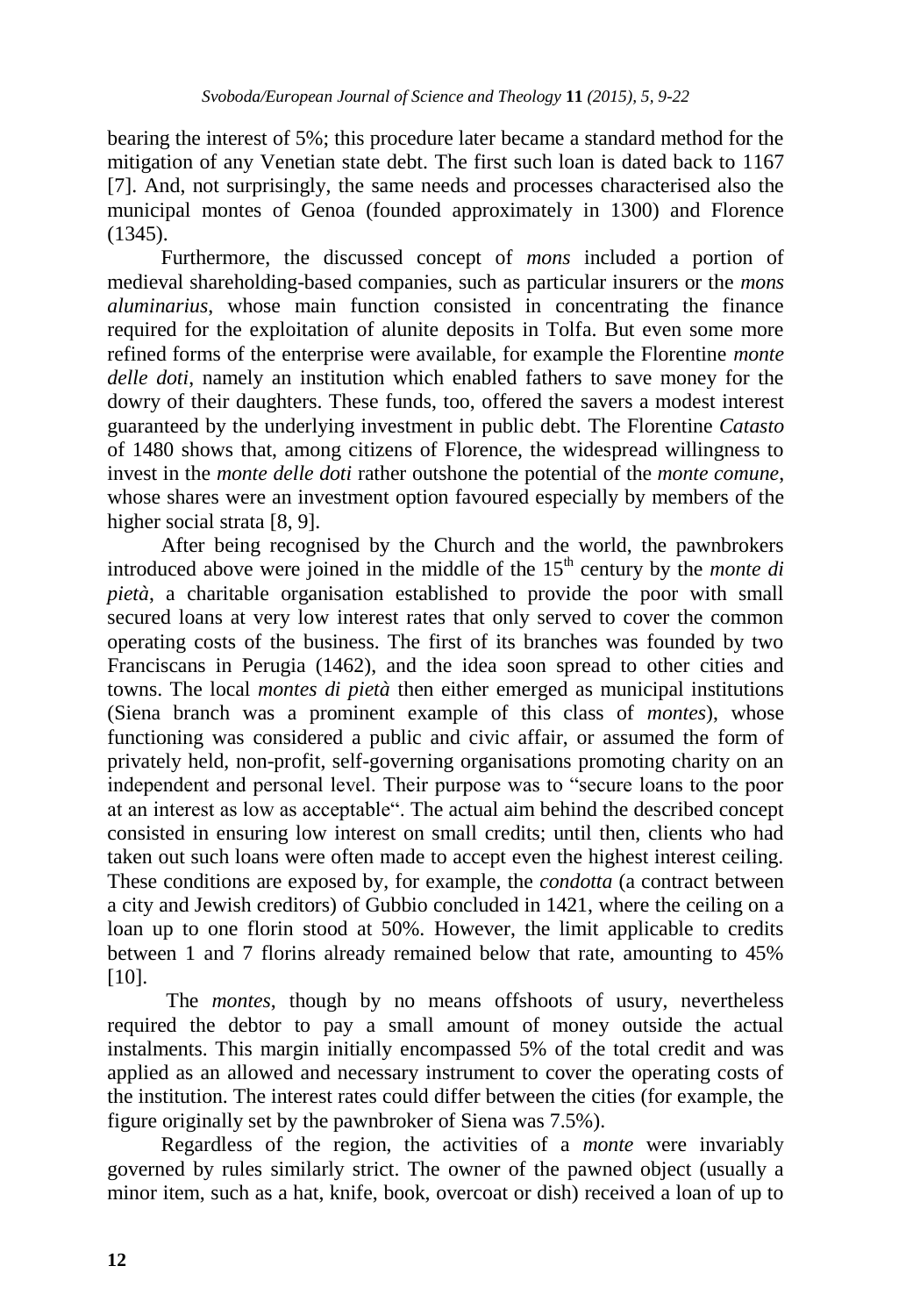bearing the interest of 5%; this procedure later became a standard method for the mitigation of any Venetian state debt. The first such loan is dated back to 1167 [7]. And, not surprisingly, the same needs and processes characterised also the municipal montes of Genoa (founded approximately in 1300) and Florence (1345).

Furthermore, the discussed concept of *mons* included a portion of medieval shareholding-based companies, such as particular insurers or the *mons aluminarius*, whose main function consisted in concentrating the finance required for the exploitation of alunite deposits in Tolfa. But even some more refined forms of the enterprise were available, for example the Florentine *monte delle doti*, namely an institution which enabled fathers to save money for the dowry of their daughters. These funds, too, offered the savers a modest interest guaranteed by the underlying investment in public debt. The Florentine *Catasto* of 1480 shows that, among citizens of Florence, the widespread willingness to invest in the *monte delle doti* rather outshone the potential of the *monte comune*, whose shares were an investment option favoured especially by members of the higher social strata [8, 9].

After being recognised by the Church and the world, the pawnbrokers introduced above were joined in the middle of the 15th century by the *monte di pietà*, a charitable organisation established to provide the poor with small secured loans at very low interest rates that only served to cover the common operating costs of the business. The first of its branches was founded by two Franciscans in Perugia (1462), and the idea soon spread to other cities and towns. The local *montes di pietà* then either emerged as municipal institutions (Siena branch was a prominent example of this class of *montes*), whose functioning was considered a public and civic affair, or assumed the form of privately held, non-profit, self-governing organisations promoting charity on an independent and personal level. Their purpose was to "secure loans to the poor at an interest as low as acceptable". The actual aim behind the described concept consisted in ensuring low interest on small credits; until then, clients who had taken out such loans were often made to accept even the highest interest ceiling. These conditions are exposed by, for example, the *condotta* (a contract between a city and Jewish creditors) of Gubbio concluded in 1421, where the ceiling on a loan up to one florin stood at 50%. However, the limit applicable to credits between 1 and 7 florins already remained below that rate, amounting to 45% [10].

The *montes*, though by no means offshoots of usury, nevertheless required the debtor to pay a small amount of money outside the actual instalments. This margin initially encompassed 5% of the total credit and was applied as an allowed and necessary instrument to cover the operating costs of the institution. The interest rates could differ between the cities (for example, the figure originally set by the pawnbroker of Siena was 7.5%).

Regardless of the region, the activities of a *monte* were invariably governed by rules similarly strict. The owner of the pawned object (usually a minor item, such as a hat, knife, book, overcoat or dish) received a loan of up to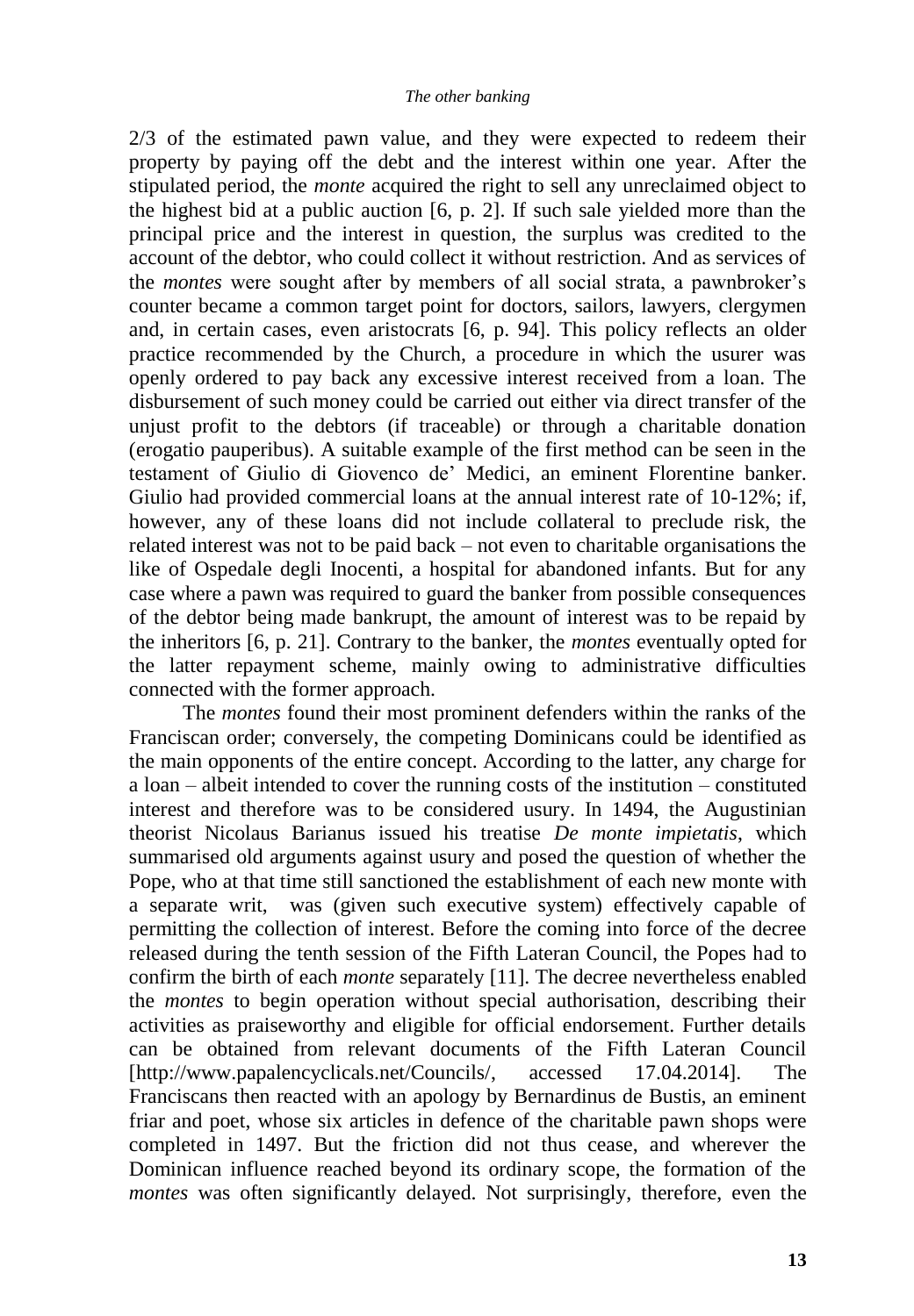2/3 of the estimated pawn value, and they were expected to redeem their property by paying off the debt and the interest within one year. After the stipulated period, the *monte* acquired the right to sell any unreclaimed object to the highest bid at a public auction [6, p. 2]. If such sale yielded more than the principal price and the interest in question, the surplus was credited to the account of the debtor, who could collect it without restriction. And as services of the *montes* were sought after by members of all social strata, a pawnbroker's counter became a common target point for doctors, sailors, lawyers, clergymen and, in certain cases, even aristocrats [6, p. 94]. This policy reflects an older practice recommended by the Church, a procedure in which the usurer was openly ordered to pay back any excessive interest received from a loan. The disbursement of such money could be carried out either via direct transfer of the unjust profit to the debtors (if traceable) or through a charitable donation (erogatio pauperibus). A suitable example of the first method can be seen in the testament of Giulio di Giovenco de' Medici, an eminent Florentine banker. Giulio had provided commercial loans at the annual interest rate of 10-12%; if, however, any of these loans did not include collateral to preclude risk, the related interest was not to be paid back – not even to charitable organisations the like of Ospedale degli Inocenti, a hospital for abandoned infants. But for any case where a pawn was required to guard the banker from possible consequences of the debtor being made bankrupt, the amount of interest was to be repaid by the inheritors [6, p. 21]. Contrary to the banker, the *montes* eventually opted for the latter repayment scheme, mainly owing to administrative difficulties connected with the former approach.

The *montes* found their most prominent defenders within the ranks of the Franciscan order; conversely, the competing Dominicans could be identified as the main opponents of the entire concept. According to the latter, any charge for a loan – albeit intended to cover the running costs of the institution – constituted interest and therefore was to be considered usury. In 1494, the Augustinian theorist Nicolaus Barianus issued his treatise *De monte impietatis*, which summarised old arguments against usury and posed the question of whether the Pope, who at that time still sanctioned the establishment of each new monte with a separate writ, was (given such executive system) effectively capable of permitting the collection of interest. Before the coming into force of the decree released during the tenth session of the Fifth Lateran Council, the Popes had to confirm the birth of each *monte* separately [11]. The decree nevertheless enabled the *montes* to begin operation without special authorisation, describing their activities as praiseworthy and eligible for official endorsement. Further details can be obtained from relevant documents of the Fifth Lateran Council [http://www.papalencyclicals.net/Councils/, accessed 17.04.2014]. The Franciscans then reacted with an apology by Bernardinus de Bustis, an eminent friar and poet, whose six articles in defence of the charitable pawn shops were completed in 1497. But the friction did not thus cease, and wherever the Dominican influence reached beyond its ordinary scope, the formation of the *montes* was often significantly delayed. Not surprisingly, therefore, even the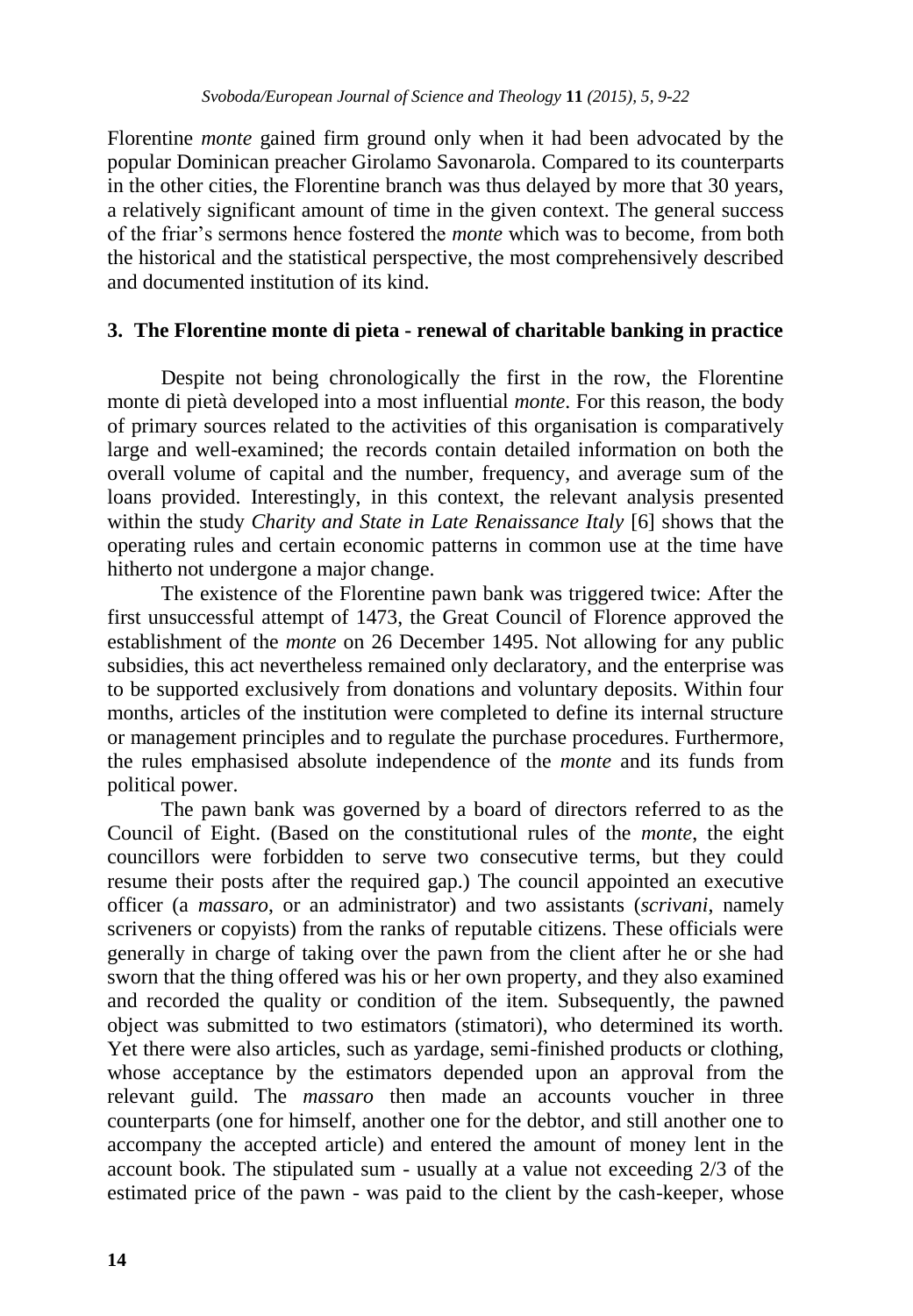Florentine *monte* gained firm ground only when it had been advocated by the popular Dominican preacher Girolamo Savonarola. Compared to its counterparts in the other cities, the Florentine branch was thus delayed by more that 30 years, a relatively significant amount of time in the given context. The general success of the friar's sermons hence fostered the *monte* which was to become, from both the historical and the statistical perspective, the most comprehensively described and documented institution of its kind.

## 3. The Florentine monte di pieta - renewal of charitable banking in practice

Despite not being chronologically the first in the row, the Florentine monte di pietà developed into a most influential *monte*. For this reason, the body of primary sources related to the activities of this organisation is comparatively large and well-examined; the records contain detailed information on both the overall volume of capital and the number, frequency, and average sum of the loans provided. Interestingly, in this context, the relevant analysis presented within the study *Charity and State in Late Renaissance Italy* [6] shows that the operating rules and certain economic patterns in common use at the time have hitherto not undergone a major change.

The existence of the Florentine pawn bank was triggered twice: After the first unsuccessful attempt of 1473, the Great Council of Florence approved the establishment of the *monte* on 26 December 1495. Not allowing for any public subsidies, this act nevertheless remained only declaratory, and the enterprise was to be supported exclusively from donations and voluntary deposits. Within four months, articles of the institution were completed to define its internal structure or management principles and to regulate the purchase procedures. Furthermore, the rules emphasised absolute independence of the *monte* and its funds from political power.

The pawn bank was governed by a board of directors referred to as the Council of Eight. (Based on the constitutional rules of the *monte*, the eight councillors were forbidden to serve two consecutive terms, but they could resume their posts after the required gap.) The council appointed an executive officer (a *massaro*, or an administrator) and two assistants (*scrivani*, namely scriveners or copyists) from the ranks of reputable citizens. These officials were generally in charge of taking over the pawn from the client after he or she had sworn that the thing offered was his or her own property, and they also examined and recorded the quality or condition of the item. Subsequently, the pawned object was submitted to two estimators (stimatori), who determined its worth. Yet there were also articles, such as yardage, semi-finished products or clothing, whose acceptance by the estimators depended upon an approval from the relevant guild. The *massaro* then made an accounts voucher in three counterparts (one for himself, another one for the debtor, and still another one to accompany the accepted article) and entered the amount of money lent in the account book. The stipulated sum - usually at a value not exceeding 2/3 of the estimated price of the pawn - was paid to the client by the cash-keeper, whose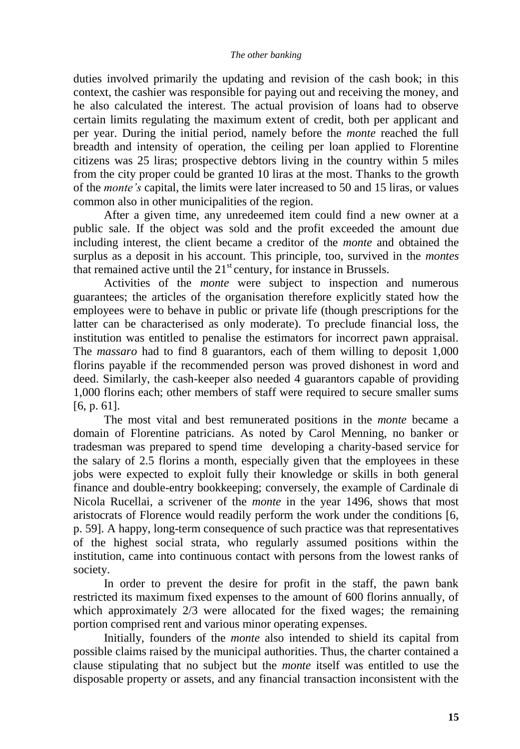duties involved primarily the updating and revision of the cash book; in this context, the cashier was responsible for paying out and receiving the money, and he also calculated the interest. The actual provision of loans had to observe certain limits regulating the maximum extent of credit, both per applicant and per year. During the initial period, namely before the *monte* reached the full breadth and intensity of operation, the ceiling per loan applied to Florentine citizens was 25 liras; prospective debtors living in the country within 5 miles from the city proper could be granted 10 liras at the most. Thanks to the growth of the *monte's* capital, the limits were later increased to 50 and 15 liras, or values common also in other municipalities of the region.

After a given time, any unredeemed item could find a new owner at a public sale. If the object was sold and the profit exceeded the amount due including interest, the client became a creditor of the *monte* and obtained the surplus as a deposit in his account. This principle, too, survived in the *montes* that remained active until the 21st century, for instance in Brussels.

Activities of the *monte* were subject to inspection and numerous guarantees; the articles of the organisation therefore explicitly stated how the employees were to behave in public or private life (though prescriptions for the latter can be characterised as only moderate). To preclude financial loss, the institution was entitled to penalise the estimators for incorrect pawn appraisal. The *massaro* had to find 8 guarantors, each of them willing to deposit 1,000 florins payable if the recommended person was proved dishonest in word and deed. Similarly, the cash-keeper also needed 4 guarantors capable of providing 1,000 florins each; other members of staff were required to secure smaller sums [6, p. 61].

The most vital and best remunerated positions in the *monte* became a domain of Florentine patricians. As noted by Carol Menning, no banker or tradesman was prepared to spend time developing a charity-based service for the salary of 2.5 florins a month, especially given that the employees in these jobs were expected to exploit fully their knowledge or skills in both general finance and double-entry bookkeeping; conversely, the example of Cardinale di Nicola Rucellai, a scrivener of the *monte* in the year 1496, shows that most aristocrats of Florence would readily perform the work under the conditions [6, p. 59]. A happy, long-term consequence of such practice was that representatives of the highest social strata, who regularly assumed positions within the institution, came into continuous contact with persons from the lowest ranks of society.

In order to prevent the desire for profit in the staff, the pawn bank restricted its maximum fixed expenses to the amount of 600 florins annually, of which approximately 2/3 were allocated for the fixed wages; the remaining portion comprised rent and various minor operating expenses.

Initially, founders of the *monte* also intended to shield its capital from possible claims raised by the municipal authorities. Thus, the charter contained a clause stipulating that no subject but the *monte* itself was entitled to use the disposable property or assets, and any financial transaction inconsistent with the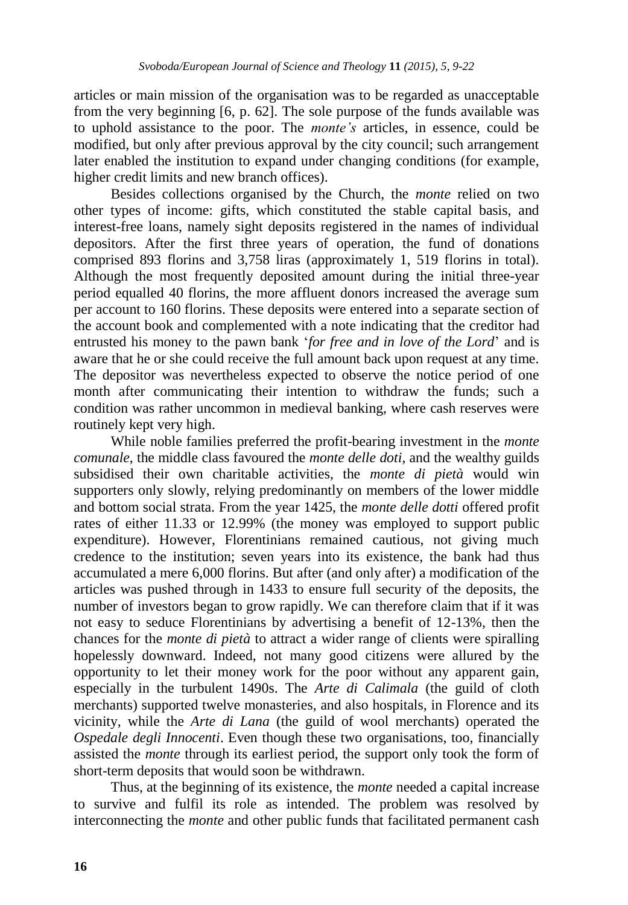articles or main mission of the organisation was to be regarded as unacceptable from the very beginning [6, p. 62]. The sole purpose of the funds available was to uphold assistance to the poor. The *monte's* articles, in essence, could be modified, but only after previous approval by the city council; such arrangement later enabled the institution to expand under changing conditions (for example, higher credit limits and new branch offices).

Besides collections organised by the Church, the *monte* relied on two other types of income: gifts, which constituted the stable capital basis, and interest-free loans, namely sight deposits registered in the names of individual depositors. After the first three years of operation, the fund of donations comprised 893 florins and 3,758 liras (approximately 1, 519 florins in total). Although the most frequently deposited amount during the initial three-year period equalled 40 florins, the more affluent donors increased the average sum per account to 160 florins. These deposits were entered into a separate section of the account book and complemented with a note indicating that the creditor had entrusted his money to the pawn bank '*for free and in love of the Lord*' and is aware that he or she could receive the full amount back upon request at any time. The depositor was nevertheless expected to observe the notice period of one month after communicating their intention to withdraw the funds; such a condition was rather uncommon in medieval banking, where cash reserves were routinely kept very high.

While noble families preferred the profit-bearing investment in the *monte comunale*, the middle class favoured the *monte delle doti*, and the wealthy guilds subsidised their own charitable activities, the *monte di pietà* would win supporters only slowly, relying predominantly on members of the lower middle and bottom social strata. From the year 1425, the *monte delle dotti* offered profit rates of either 11.33 or 12.99% (the money was employed to support public expenditure). However, Florentinians remained cautious, not giving much credence to the institution; seven years into its existence, the bank had thus accumulated a mere 6,000 florins. But after (and only after) a modification of the articles was pushed through in 1433 to ensure full security of the deposits, the number of investors began to grow rapidly. We can therefore claim that if it was not easy to seduce Florentinians by advertising a benefit of 12-13%, then the chances for the *monte di pietà* to attract a wider range of clients were spiralling hopelessly downward. Indeed, not many good citizens were allured by the opportunity to let their money work for the poor without any apparent gain, especially in the turbulent 1490s. The *Arte di Calimala* (the guild of cloth merchants) supported twelve monasteries, and also hospitals, in Florence and its vicinity, while the *Arte di Lana* (the guild of wool merchants) operated the *Ospedale degli Innocenti*. Even though these two organisations, too, financially assisted the *monte* through its earliest period, the support only took the form of short-term deposits that would soon be withdrawn.

Thus, at the beginning of its existence, the *monte* needed a capital increase to survive and fulfil its role as intended. The problem was resolved by interconnecting the *monte* and other public funds that facilitated permanent cash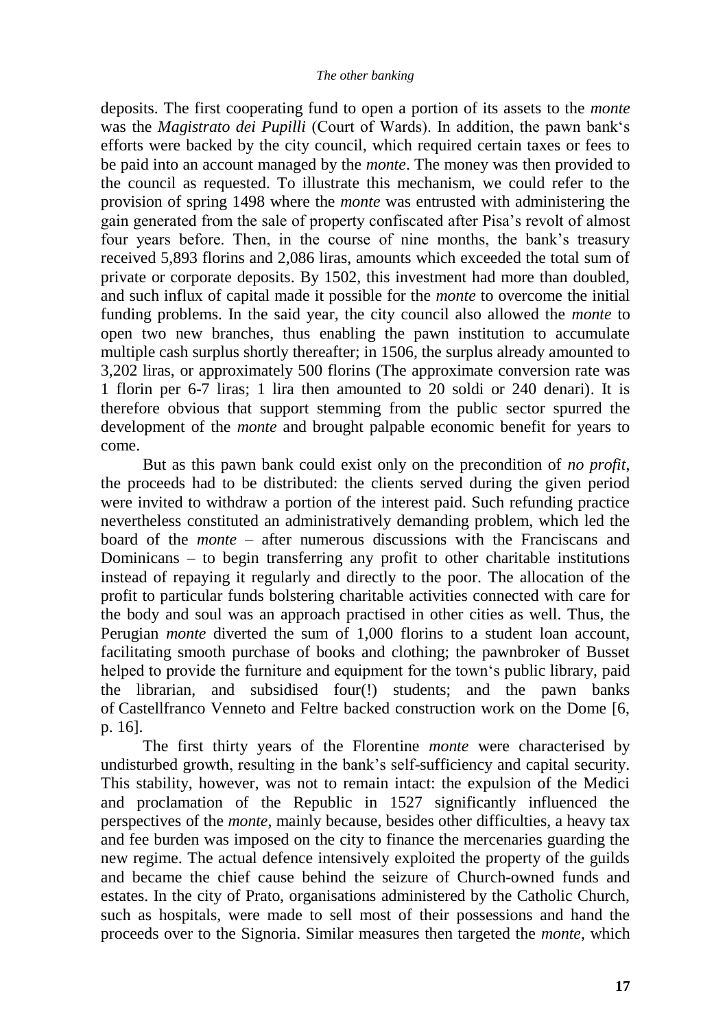deposits. The first cooperating fund to open a portion of its assets to the *monte* was the *Magistrato dei Pupilli* (Court of Wards). In addition, the pawn bank's efforts were backed by the city council, which required certain taxes or fees to be paid into an account managed by the *monte*. The money was then provided to the council as requested. To illustrate this mechanism, we could refer to the provision of spring 1498 where the *monte* was entrusted with administering the gain generated from the sale of property confiscated after Pisa's revolt of almost four years before. Then, in the course of nine months, the bank's treasury received 5,893 florins and 2,086 liras, amounts which exceeded the total sum of private or corporate deposits. By 1502, this investment had more than doubled, and such influx of capital made it possible for the *monte* to overcome the initial funding problems. In the said year, the city council also allowed the *monte* to open two new branches, thus enabling the pawn institution to accumulate multiple cash surplus shortly thereafter; in 1506, the surplus already amounted to 3,202 liras, or approximately 500 florins (The approximate conversion rate was 1 florin per 6-7 liras; 1 lira then amounted to 20 soldi or 240 denari). It is therefore obvious that support stemming from the public sector spurred the development of the *monte* and brought palpable economic benefit for years to come.

But as this pawn bank could exist only on the precondition of *no profit*, the proceeds had to be distributed: the clients served during the given period were invited to withdraw a portion of the interest paid. Such refunding practice nevertheless constituted an administratively demanding problem, which led the board of the *monte* – after numerous discussions with the Franciscans and Dominicans – to begin transferring any profit to other charitable institutions instead of repaying it regularly and directly to the poor. The allocation of the profit to particular funds bolstering charitable activities connected with care for the body and soul was an approach practised in other cities as well. Thus, the Perugian *monte* diverted the sum of 1,000 florins to a student loan account, facilitating smooth purchase of books and clothing; the pawnbroker of Busset helped to provide the furniture and equipment for the town's public library, paid the librarian, and subsidised four(!) students; and the pawn banks of Castellfranco Venneto and Feltre backed construction work on the Dome [6, p. 16].

The first thirty years of the Florentine *monte* were characterised by undisturbed growth, resulting in the bank's self-sufficiency and capital security. This stability, however, was not to remain intact: the expulsion of the Medici and proclamation of the Republic in 1527 significantly influenced the perspectives of the *monte*, mainly because, besides other difficulties, a heavy tax and fee burden was imposed on the city to finance the mercenaries guarding the new regime. The actual defence intensively exploited the property of the guilds and became the chief cause behind the seizure of Church-owned funds and estates. In the city of Prato, organisations administered by the Catholic Church, such as hospitals, were made to sell most of their possessions and hand the proceeds over to the Signoria. Similar measures then targeted the *monte*, which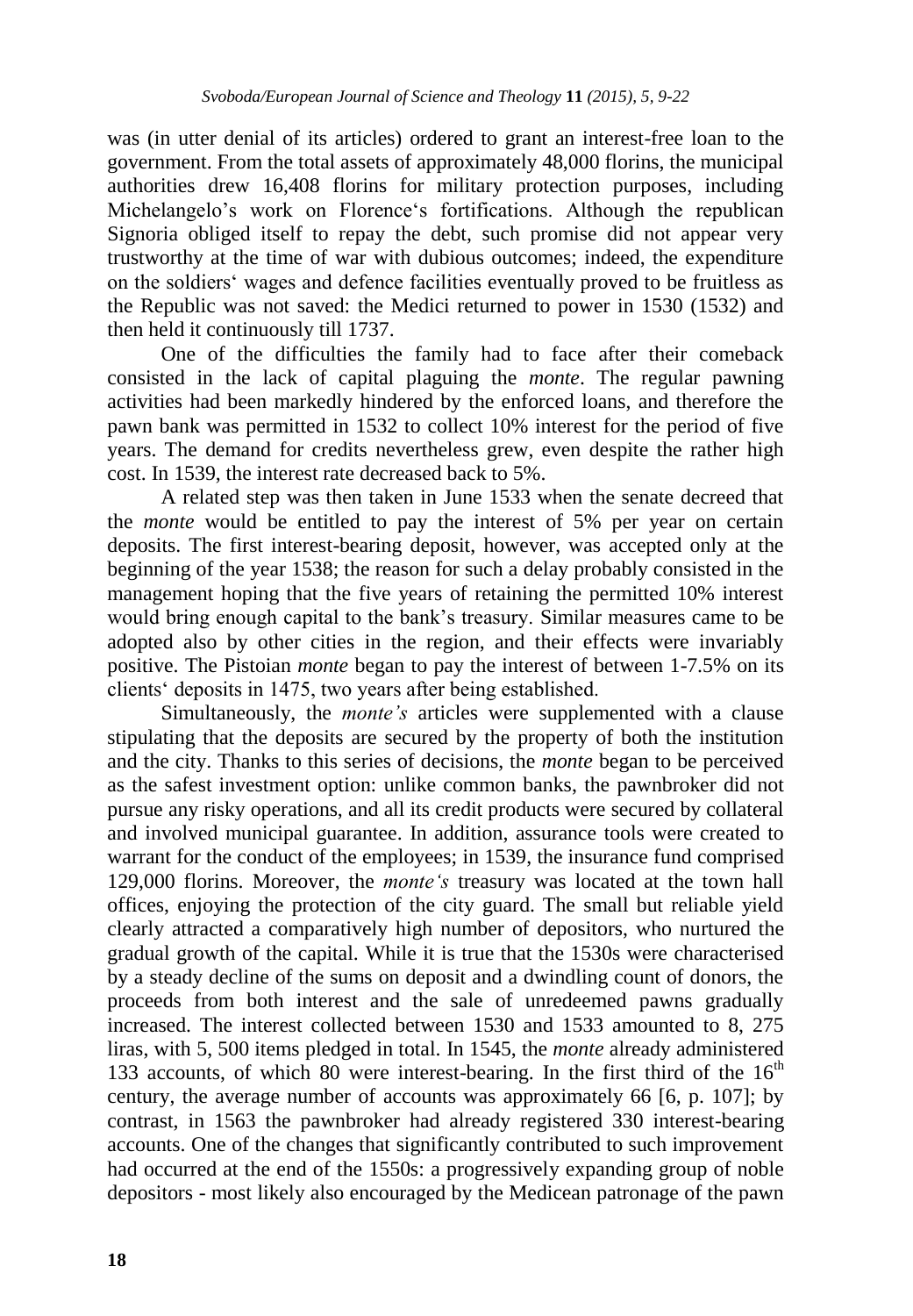was (in utter denial of its articles) ordered to grant an interest-free loan to the government. From the total assets of approximately 48,000 florins, the municipal authorities drew 16,408 florins for military protection purposes, including Michelangelo's work on Florence's fortifications. Although the republican Signoria obliged itself to repay the debt, such promise did not appear very trustworthy at the time of war with dubious outcomes; indeed, the expenditure on the soldiers' wages and defence facilities eventually proved to be fruitless as the Republic was not saved: the Medici returned to power in 1530 (1532) and then held it continuously till 1737.

One of the difficulties the family had to face after their comeback consisted in the lack of capital plaguing the *monte*. The regular pawning activities had been markedly hindered by the enforced loans, and therefore the pawn bank was permitted in 1532 to collect 10% interest for the period of five years. The demand for credits nevertheless grew, even despite the rather high cost. In 1539, the interest rate decreased back to 5%.

A related step was then taken in June 1533 when the senate decreed that the *monte* would be entitled to pay the interest of 5% per year on certain deposits. The first interest-bearing deposit, however, was accepted only at the beginning of the year 1538; the reason for such a delay probably consisted in the management hoping that the five years of retaining the permitted 10% interest would bring enough capital to the bank's treasury. Similar measures came to be adopted also by other cities in the region, and their effects were invariably positive. The Pistoian *monte* began to pay the interest of between 1-7.5% on its clients' deposits in 1475, two years after being established.

Simultaneously, the *monte's* articles were supplemented with a clause stipulating that the deposits are secured by the property of both the institution and the city. Thanks to this series of decisions, the *monte* began to be perceived as the safest investment option: unlike common banks, the pawnbroker did not pursue any risky operations, and all its credit products were secured by collateral and involved municipal guarantee. In addition, assurance tools were created to warrant for the conduct of the employees; in 1539, the insurance fund comprised 129,000 florins. Moreover, the *monte's* treasury was located at the town hall offices, enjoying the protection of the city guard. The small but reliable yield clearly attracted a comparatively high number of depositors, who nurtured the gradual growth of the capital. While it is true that the 1530s were characterised by a steady decline of the sums on deposit and a dwindling count of donors, the proceeds from both interest and the sale of unredeemed pawns gradually increased. The interest collected between 1530 and 1533 amounted to 8, 275 liras, with 5, 500 items pledged in total. In 1545, the *monte* already administered 133 accounts, of which 80 were interest-bearing. In the first third of the 16th century, the average number of accounts was approximately 66 [6, p. 107]; by contrast, in 1563 the pawnbroker had already registered 330 interest-bearing accounts. One of the changes that significantly contributed to such improvement had occurred at the end of the 1550s: a progressively expanding group of noble depositors - most likely also encouraged by the Medicean patronage of the pawn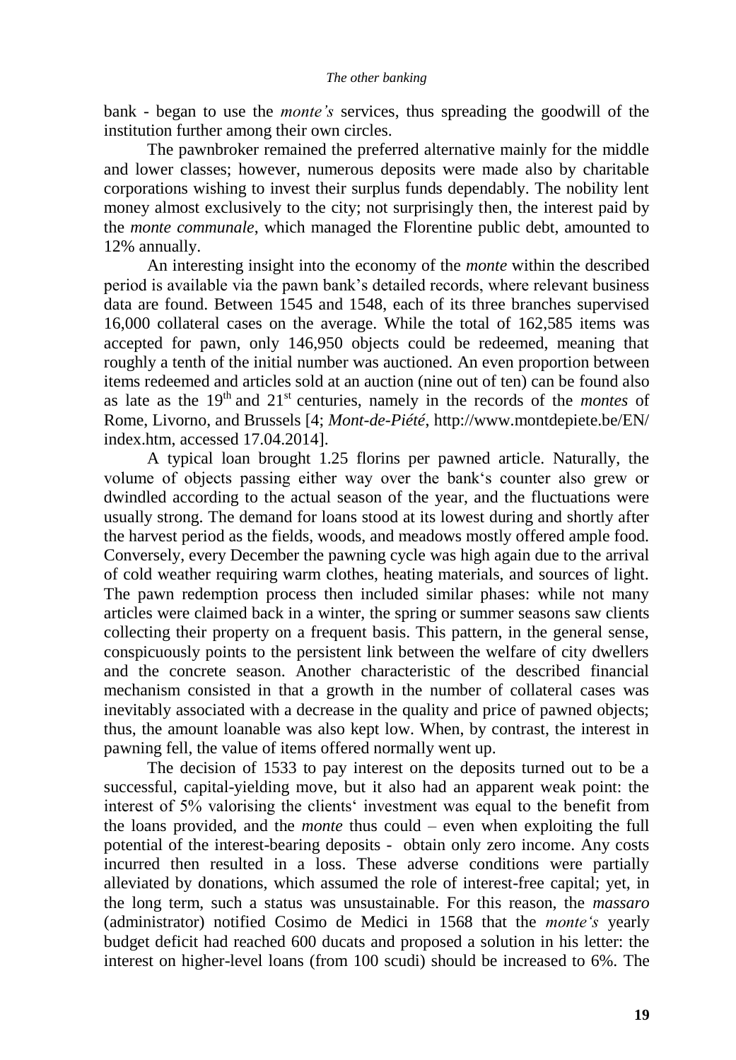bank - began to use the *monte's* services, thus spreading the goodwill of the institution further among their own circles.

The pawnbroker remained the preferred alternative mainly for the middle and lower classes; however, numerous deposits were made also by charitable corporations wishing to invest their surplus funds dependably. The nobility lent money almost exclusively to the city; not surprisingly then, the interest paid by the *monte communale*, which managed the Florentine public debt, amounted to 12% annually.

An interesting insight into the economy of the *monte* within the described period is available via the pawn bank's detailed records, where relevant business data are found. Between 1545 and 1548, each of its three branches supervised 16,000 collateral cases on the average. While the total of 162,585 items was accepted for pawn, only 146,950 objects could be redeemed, meaning that roughly a tenth of the initial number was auctioned. An even proportion between items redeemed and articles sold at an auction (nine out of ten) can be found also as late as the 19th and 21st centuries, namely in the records of the *montes* of Rome, Livorno, and Brussels [4; *Mont-de-Piété*, http://www.montdepiete.be/EN/index.htm, accessed 17.04.2014].

A typical loan brought 1.25 florins per pawned article. Naturally, the volume of objects passing either way over the bank's counter also grew or dwindled according to the actual season of the year, and the fluctuations were usually strong. The demand for loans stood at its lowest during and shortly after the harvest period as the fields, woods, and meadows mostly offered ample food. Conversely, every December the pawning cycle was high again due to the arrival of cold weather requiring warm clothes, heating materials, and sources of light. The pawn redemption process then included similar phases: while not many articles were claimed back in a winter, the spring or summer seasons saw clients collecting their property on a frequent basis. This pattern, in the general sense, conspicuously points to the persistent link between the welfare of city dwellers and the concrete season. Another characteristic of the described financial mechanism consisted in that a growth in the number of collateral cases was inevitably associated with a decrease in the quality and price of pawned objects; thus, the amount loanable was also kept low. When, by contrast, the interest in pawning fell, the value of items offered normally went up.

The decision of 1533 to pay interest on the deposits turned out to be a successful, capital-yielding move, but it also had an apparent weak point: the interest of 5% valorising the clients' investment was equal to the benefit from the loans provided, and the *monte* thus could – even when exploiting the full potential of the interest-bearing deposits - obtain only zero income. Any costs incurred then resulted in a loss. These adverse conditions were partially alleviated by donations, which assumed the role of interest-free capital; yet, in the long term, such a status was unsustainable. For this reason, the *massaro* (administrator) notified Cosimo de Medici in 1568 that the *monte's* yearly budget deficit had reached 600 ducats and proposed a solution in his letter: the interest on higher-level loans (from 100 scudi) should be increased to 6%. The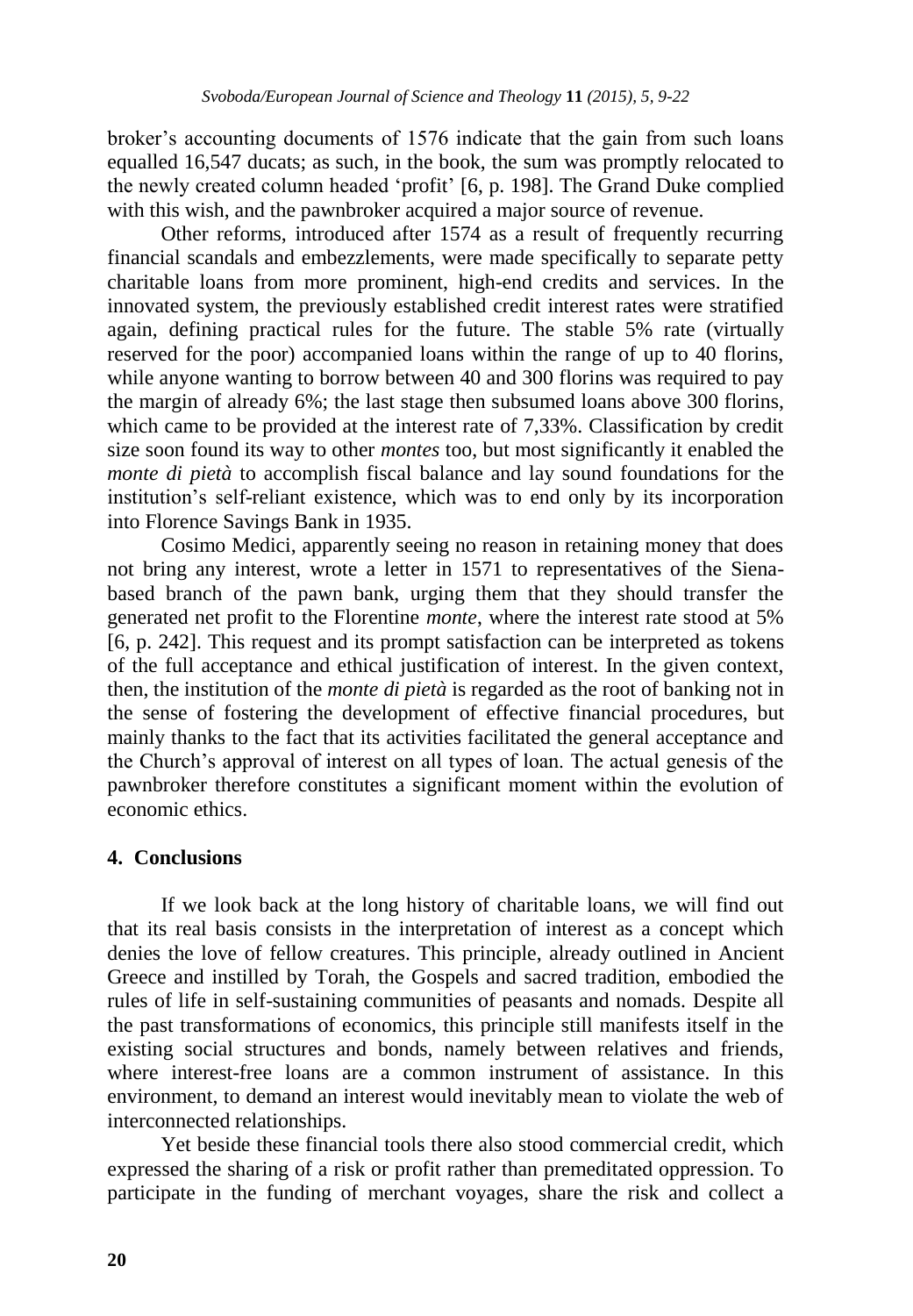broker's accounting documents of 1576 indicate that the gain from such loans equalled 16,547 ducats; as such, in the book, the sum was promptly relocated to the newly created column headed 'profit' [6, p. 198]. The Grand Duke complied with this wish, and the pawnbroker acquired a major source of revenue.

Other reforms, introduced after 1574 as a result of frequently recurring financial scandals and embezzlements, were made specifically to separate petty charitable loans from more prominent, high-end credits and services. In the innovated system, the previously established credit interest rates were stratified again, defining practical rules for the future. The stable 5% rate (virtually reserved for the poor) accompanied loans within the range of up to 40 florins, while anyone wanting to borrow between 40 and 300 florins was required to pay the margin of already 6%; the last stage then subsumed loans above 300 florins, which came to be provided at the interest rate of 7,33%. Classification by credit size soon found its way to other *montes* too, but most significantly it enabled the *monte di pietà* to accomplish fiscal balance and lay sound foundations for the institution's self-reliant existence, which was to end only by its incorporation into Florence Savings Bank in 1935.

Cosimo Medici, apparently seeing no reason in retaining money that does not bring any interest, wrote a letter in 1571 to representatives of the Siena-based branch of the pawn bank, urging them that they should transfer the generated net profit to the Florentine *monte*, where the interest rate stood at 5% [6, p. 242]. This request and its prompt satisfaction can be interpreted as tokens of the full acceptance and ethical justification of interest. In the given context, then, the institution of the *monte di pietà* is regarded as the root of banking not in the sense of fostering the development of effective financial procedures, but mainly thanks to the fact that its activities facilitated the general acceptance and the Church's approval of interest on all types of loan. The actual genesis of the pawnbroker therefore constitutes a significant moment within the evolution of economic ethics.

## 4. Conclusions

If we look back at the long history of charitable loans, we will find out that its real basis consists in the interpretation of interest as a concept which denies the love of fellow creatures. This principle, already outlined in Ancient Greece and instilled by Torah, the Gospels and sacred tradition, embodied the rules of life in self-sustaining communities of peasants and nomads. Despite all the past transformations of economics, this principle still manifests itself in the existing social structures and bonds, namely between relatives and friends, where interest-free loans are a common instrument of assistance. In this environment, to demand an interest would inevitably mean to violate the web of interconnected relationships.

Yet beside these financial tools there also stood commercial credit, which expressed the sharing of a risk or profit rather than premeditated oppression. To participate in the funding of merchant voyages, share the risk and collect a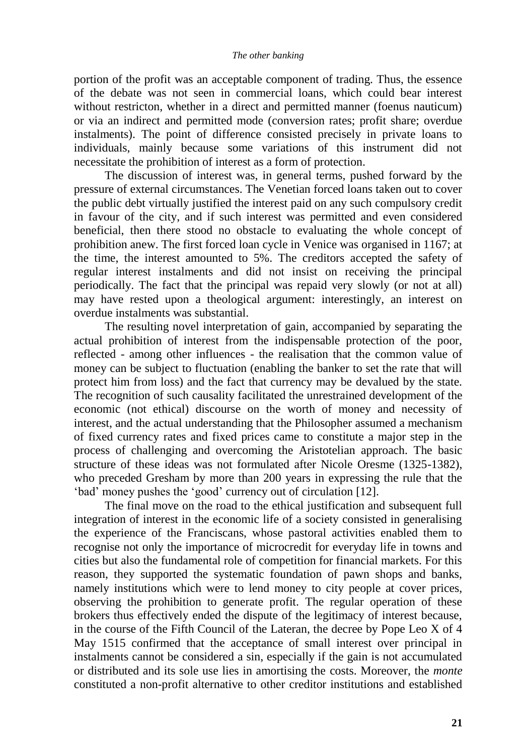portion of the profit was an acceptable component of trading. Thus, the essence of the debate was not seen in commercial loans, which could bear interest without restricton, whether in a direct and permitted manner (foenus nauticum) or via an indirect and permitted mode (conversion rates; profit share; overdue instalments). The point of difference consisted precisely in private loans to individuals, mainly because some variations of this instrument did not necessitate the prohibition of interest as a form of protection.

The discussion of interest was, in general terms, pushed forward by the pressure of external circumstances. The Venetian forced loans taken out to cover the public debt virtually justified the interest paid on any such compulsory credit in favour of the city, and if such interest was permitted and even considered beneficial, then there stood no obstacle to evaluating the whole concept of prohibition anew. The first forced loan cycle in Venice was organised in 1167; at the time, the interest amounted to 5%. The creditors accepted the safety of regular interest instalments and did not insist on receiving the principal periodically. The fact that the principal was repaid very slowly (or not at all) may have rested upon a theological argument: interestingly, an interest on overdue instalments was substantial.

The resulting novel interpretation of gain, accompanied by separating the actual prohibition of interest from the indispensable protection of the poor, reflected - among other influences - the realisation that the common value of money can be subject to fluctuation (enabling the banker to set the rate that will protect him from loss) and the fact that currency may be devalued by the state. The recognition of such causality facilitated the unrestrained development of the economic (not ethical) discourse on the worth of money and necessity of interest, and the actual understanding that the Philosopher assumed a mechanism of fixed currency rates and fixed prices came to constitute a major step in the process of challenging and overcoming the Aristotelian approach. The basic structure of these ideas was not formulated after Nicole Oresme (1325-1382), who preceded Gresham by more than 200 years in expressing the rule that the 'bad' money pushes the 'good' currency out of circulation [12].

The final move on the road to the ethical justification and subsequent full integration of interest in the economic life of a society consisted in generalising the experience of the Franciscans, whose pastoral activities enabled them to recognise not only the importance of microcredit for everyday life in towns and cities but also the fundamental role of competition for financial markets. For this reason, they supported the systematic foundation of pawn shops and banks, namely institutions which were to lend money to city people at cover prices, observing the prohibition to generate profit. The regular operation of these brokers thus effectively ended the dispute of the legitimacy of interest because, in the course of the Fifth Council of the Lateran, the decree by Pope Leo X of 4 May 1515 confirmed that the acceptance of small interest over principal in instalments cannot be considered a sin, especially if the gain is not accumulated or distributed and its sole use lies in amortising the costs. Moreover, the *monte* constituted a non-profit alternative to other creditor institutions and established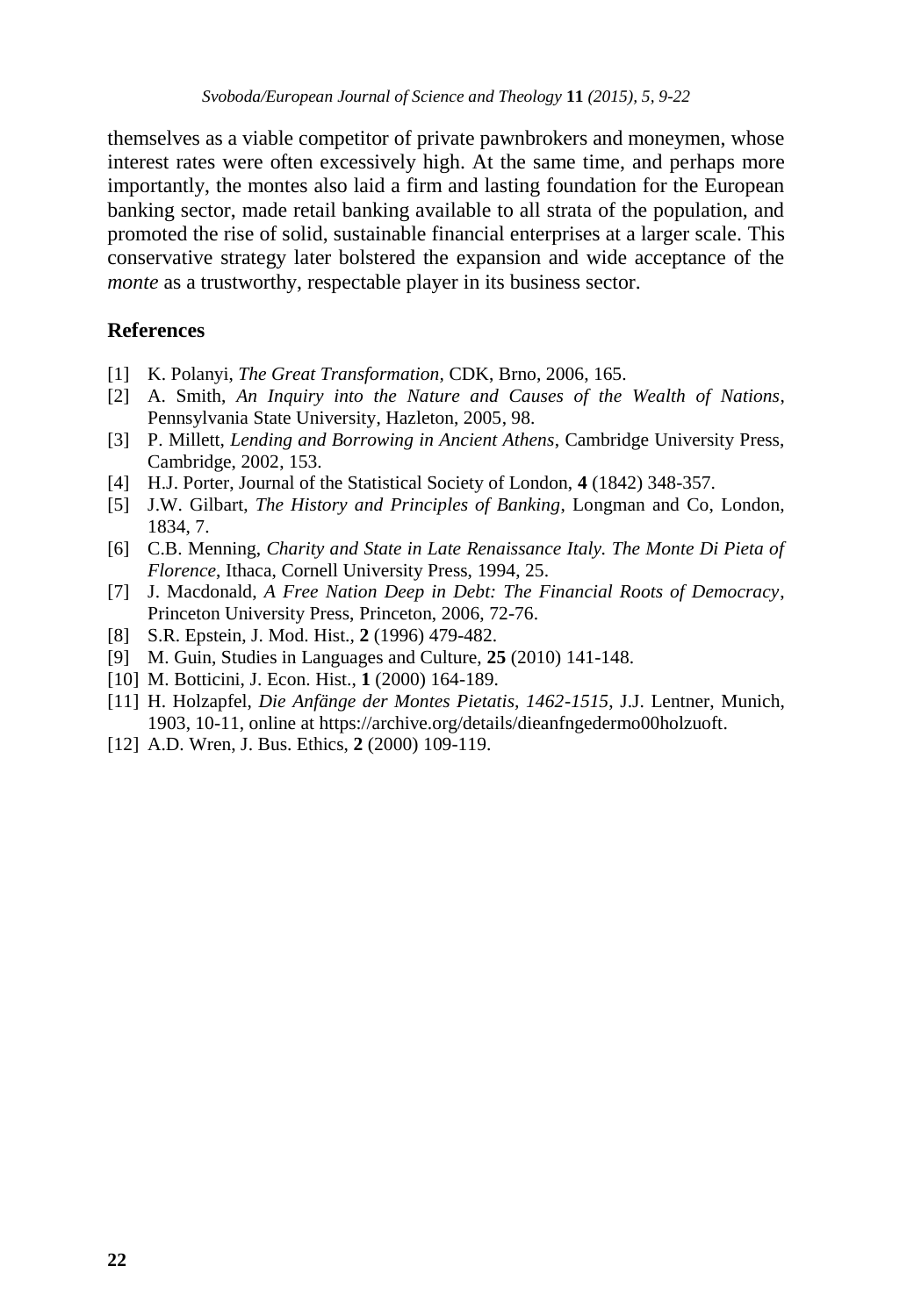themselves as a viable competitor of private pawnbrokers and moneymen, whose interest rates were often excessively high. At the same time, and perhaps more importantly, the montes also laid a firm and lasting foundation for the European banking sector, made retail banking available to all strata of the population, and promoted the rise of solid, sustainable financial enterprises at a larger scale. This conservative strategy later bolstered the expansion and wide acceptance of the *monte* as a trustworthy, respectable player in its business sector.

## References

[1] K. Polanyi, *The Great Transformation*, CDK, Brno, 2006, 165.

[2] A. Smith, *An Inquiry into the Nature and Causes of the Wealth of Nations*, Pennsylvania State University, Hazleton, 2005, 98.

[3] P. Millett, *Lending and Borrowing in Ancient Athens*, Cambridge University Press, Cambridge, 2002, 153.

[4] H.J. Porter, Journal of the Statistical Society of London, **4** (1842) 348-357.

[5] J.W. Gilbart, *The History and Principles of Banking*, Longman and Co, London, 1834, 7.

[6] C.B. Menning, *Charity and State in Late Renaissance Italy. The Monte Di Pieta of Florence*, Ithaca, Cornell University Press, 1994, 25.

[7] J. Macdonald, *A Free Nation Deep in Debt: The Financial Roots of Democracy*, Princeton University Press, Princeton, 2006, 72-76.

[8] S.R. Epstein, J. Mod. Hist., **2** (1996) 479-482.

[9] M. Guin, Studies in Languages and Culture, **25** (2010) 141-148.

[10] M. Botticini, J. Econ. Hist., **1** (2000) 164-189.

[11] H. Holzapfel, *Die Anfänge der Montes Pietatis, 1462-1515*, J.J. Lentner, Munich, 1903, 10-11, online at https://archive.org/details/dieanfngedermo00holzuoft.

[12] A.D. Wren, J. Bus. Ethics, **2** (2000) 109-119.